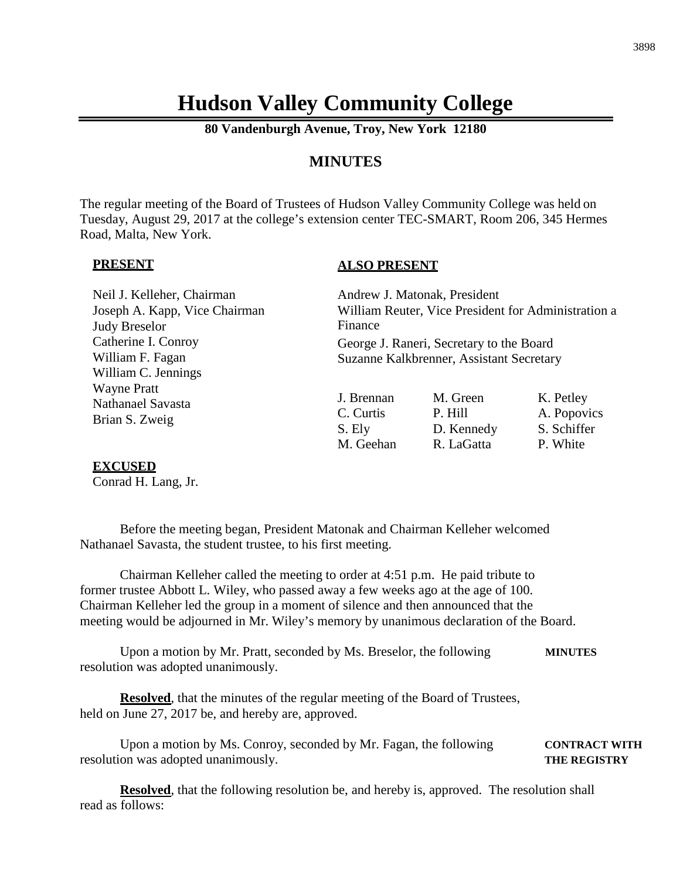# Hudson Valley Community College

**80 Vandenburgh Avenue, Troy, New York 12180**

## MINUTES

The regular meeting of the Board of Trustees of Hudson Valley Community College was held on Tuesday, August 29, 2017 at the college's extension center TEC-SMART, Room 206, 345 Hermes Road, Malta, New York.

**PRESENT**

Neil J. Kelleher, Chairman
Joseph A. Kapp, Vice Chairman
Judy Breselor
Catherine I. Conroy
William F. Fagan
William C. Jennings
Wayne Pratt
Nathanael Savasta
Brian S. Zweig

**ALSO PRESENT**

Andrew J. Matonak, President
William Reuter, Vice President for Administration and Finance
George J. Raneri, Secretary to the Board
Suzanne Kalkbrenner, Assistant Secretary

| | | |
|---|---|---|
| J. Brennan | M. Green | K. Petley |
| C. Curtis | P. Hill | A. Popovics |
| S. Ely | D. Kennedy | S. Schiffer |
| M. Geehan | R. LaGatta | P. White |

**EXCUSED**

Conrad H. Lang, Jr.

Before the meeting began, President Matonak and Chairman Kelleher welcomed Nathanael Savasta, the student trustee, to his first meeting.

Chairman Kelleher called the meeting to order at 4:51 p.m. He paid tribute to former trustee Abbott L. Wiley, who passed away a few weeks ago at the age of 100. Chairman Kelleher led the group in a moment of silence and then announced that the meeting would be adjourned in Mr. Wiley's memory by unanimous declaration of the Board.

**MINUTES**

Upon a motion by Mr. Pratt, seconded by Ms. Breselor, the following resolution was adopted unanimously.

**Resolved**, that the minutes of the regular meeting of the Board of Trustees, held on June 27, 2017 be, and hereby are, approved.

**CONTRACT WITH THE REGISTRY**

Upon a motion by Ms. Conroy, seconded by Mr. Fagan, the following resolution was adopted unanimously.

**Resolved**, that the following resolution be, and hereby is, approved. The resolution shall read as follows: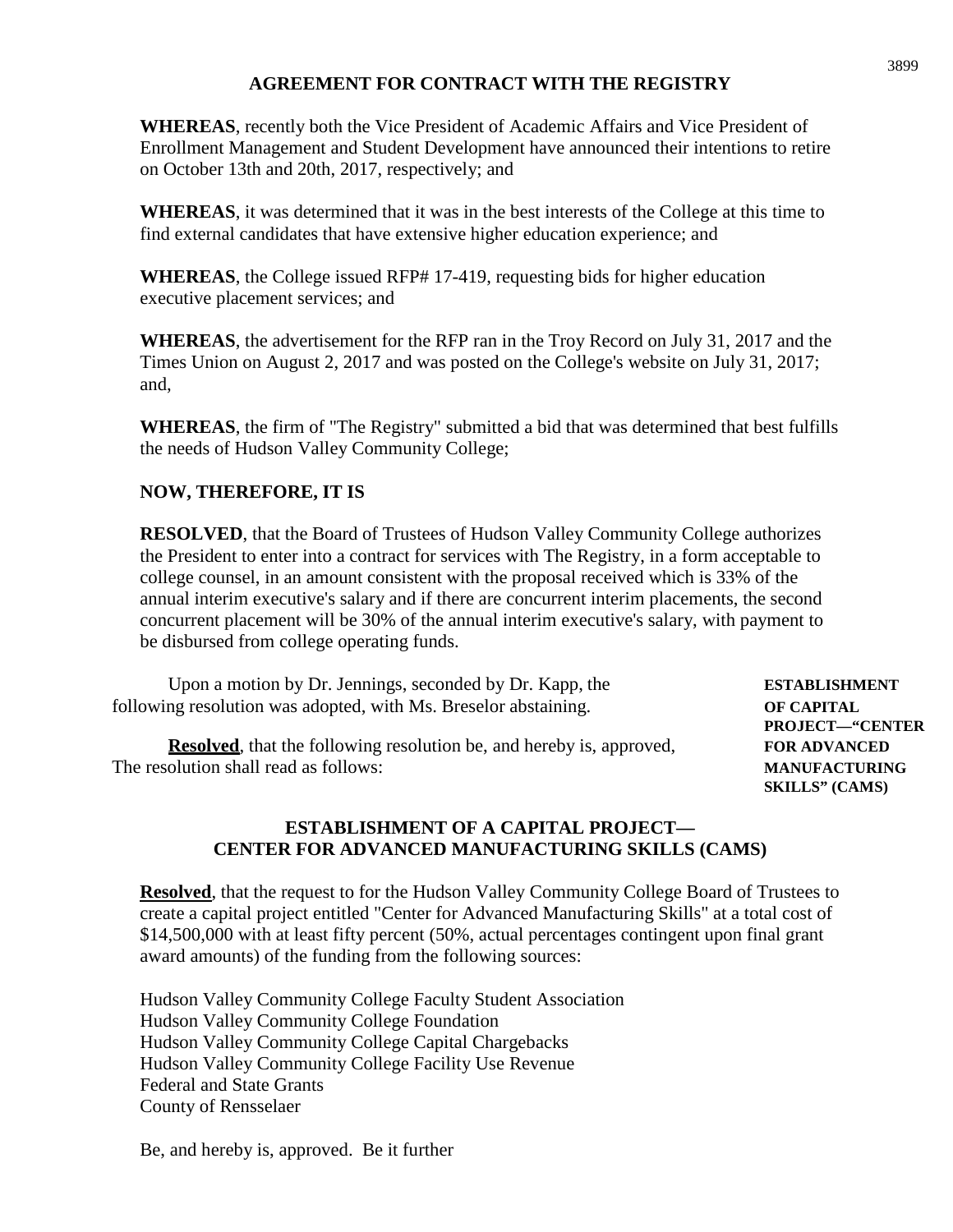## AGREEMENT FOR CONTRACT WITH THE REGISTRY

**WHEREAS**, recently both the Vice President of Academic Affairs and Vice President of Enrollment Management and Student Development have announced their intentions to retire on October 13th and 20th, 2017, respectively; and

**WHEREAS**, it was determined that it was in the best interests of the College at this time to find external candidates that have extensive higher education experience; and

**WHEREAS**, the College issued RFP# 17-419, requesting bids for higher education executive placement services; and

**WHEREAS**, the advertisement for the RFP ran in the Troy Record on July 31, 2017 and the Times Union on August 2, 2017 and was posted on the College's website on July 31, 2017; and,

**WHEREAS**, the firm of "The Registry" submitted a bid that was determined that best fulfills the needs of Hudson Valley Community College;

**NOW, THEREFORE, IT IS**

**RESOLVED**, that the Board of Trustees of Hudson Valley Community College authorizes the President to enter into a contract for services with The Registry, in a form acceptable to college counsel, in an amount consistent with the proposal received which is 33% of the annual interim executive's salary and if there are concurrent interim placements, the second concurrent placement will be 30% of the annual interim executive's salary, with payment to be disbursed from college operating funds.

**ESTABLISHMENT OF CAPITAL PROJECT—"CENTER FOR ADVANCED MANUFACTURING SKILLS" (CAMS)**

Upon a motion by Dr. Jennings, seconded by Dr. Kapp, the following resolution was adopted, with Ms. Breselor abstaining.

**Resolved**, that the following resolution be, and hereby is, approved, The resolution shall read as follows:

## ESTABLISHMENT OF A CAPITAL PROJECT— CENTER FOR ADVANCED MANUFACTURING SKILLS (CAMS)

**Resolved**, that the request to for the Hudson Valley Community College Board of Trustees to create a capital project entitled "Center for Advanced Manufacturing Skills" at a total cost of $14,500,000 with at least fifty percent (50%, actual percentages contingent upon final grant award amounts) of the funding from the following sources:

Hudson Valley Community College Faculty Student Association
Hudson Valley Community College Foundation
Hudson Valley Community College Capital Chargebacks
Hudson Valley Community College Facility Use Revenue
Federal and State Grants
County of Rensselaer

Be, and hereby is, approved. Be it further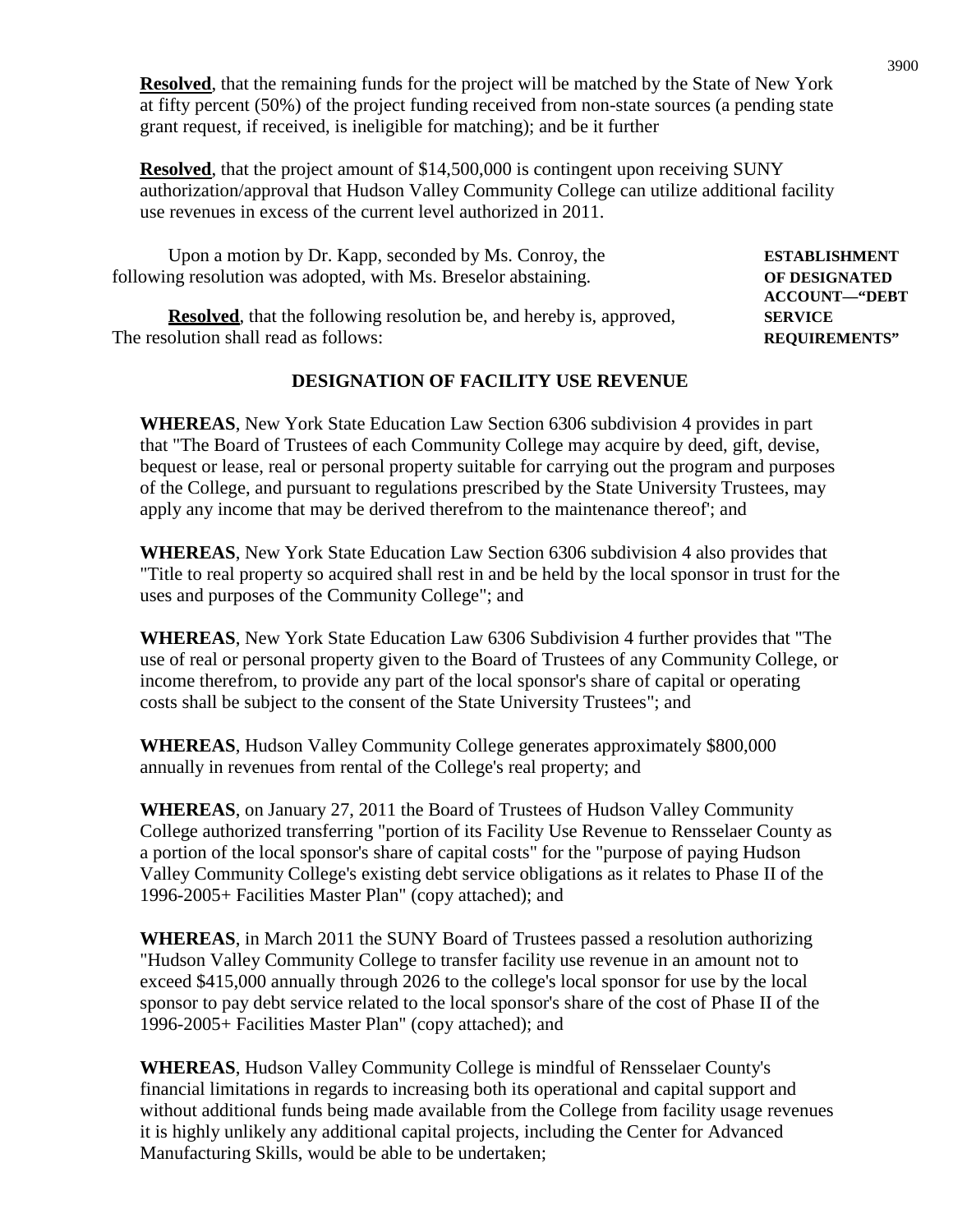**Resolved**, that the remaining funds for the project will be matched by the State of New York at fifty percent (50%) of the project funding received from non-state sources (a pending state grant request, if received, is ineligible for matching); and be it further

**Resolved**, that the project amount of $14,500,000 is contingent upon receiving SUNY authorization/approval that Hudson Valley Community College can utilize additional facility use revenues in excess of the current level authorized in 2011.

**ESTABLISHMENT OF DESIGNATED ACCOUNT—"DEBT SERVICE REQUIREMENTS"**

Upon a motion by Dr. Kapp, seconded by Ms. Conroy, the following resolution was adopted, with Ms. Breselor abstaining.

**Resolved**, that the following resolution be, and hereby is, approved, The resolution shall read as follows:

**DESIGNATION OF FACILITY USE REVENUE**

**WHEREAS**, New York State Education Law Section 6306 subdivision 4 provides in part that "The Board of Trustees of each Community College may acquire by deed, gift, devise, bequest or lease, real or personal property suitable for carrying out the program and purposes of the College, and pursuant to regulations prescribed by the State University Trustees, may apply any income that may be derived therefrom to the maintenance thereof'; and

**WHEREAS**, New York State Education Law Section 6306 subdivision 4 also provides that "Title to real property so acquired shall rest in and be held by the local sponsor in trust for the uses and purposes of the Community College"; and

**WHEREAS**, New York State Education Law 6306 Subdivision 4 further provides that "The use of real or personal property given to the Board of Trustees of any Community College, or income therefrom, to provide any part of the local sponsor's share of capital or operating costs shall be subject to the consent of the State University Trustees"; and

**WHEREAS**, Hudson Valley Community College generates approximately $800,000 annually in revenues from rental of the College's real property; and

**WHEREAS**, on January 27, 2011 the Board of Trustees of Hudson Valley Community College authorized transferring "portion of its Facility Use Revenue to Rensselaer County as a portion of the local sponsor's share of capital costs" for the "purpose of paying Hudson Valley Community College's existing debt service obligations as it relates to Phase II of the 1996-2005+ Facilities Master Plan" (copy attached); and

**WHEREAS**, in March 2011 the SUNY Board of Trustees passed a resolution authorizing "Hudson Valley Community College to transfer facility use revenue in an amount not to exceed $415,000 annually through 2026 to the college's local sponsor for use by the local sponsor to pay debt service related to the local sponsor's share of the cost of Phase II of the 1996-2005+ Facilities Master Plan" (copy attached); and

**WHEREAS**, Hudson Valley Community College is mindful of Rensselaer County's financial limitations in regards to increasing both its operational and capital support and without additional funds being made available from the College from facility usage revenues it is highly unlikely any additional capital projects, including the Center for Advanced Manufacturing Skills, would be able to be undertaken;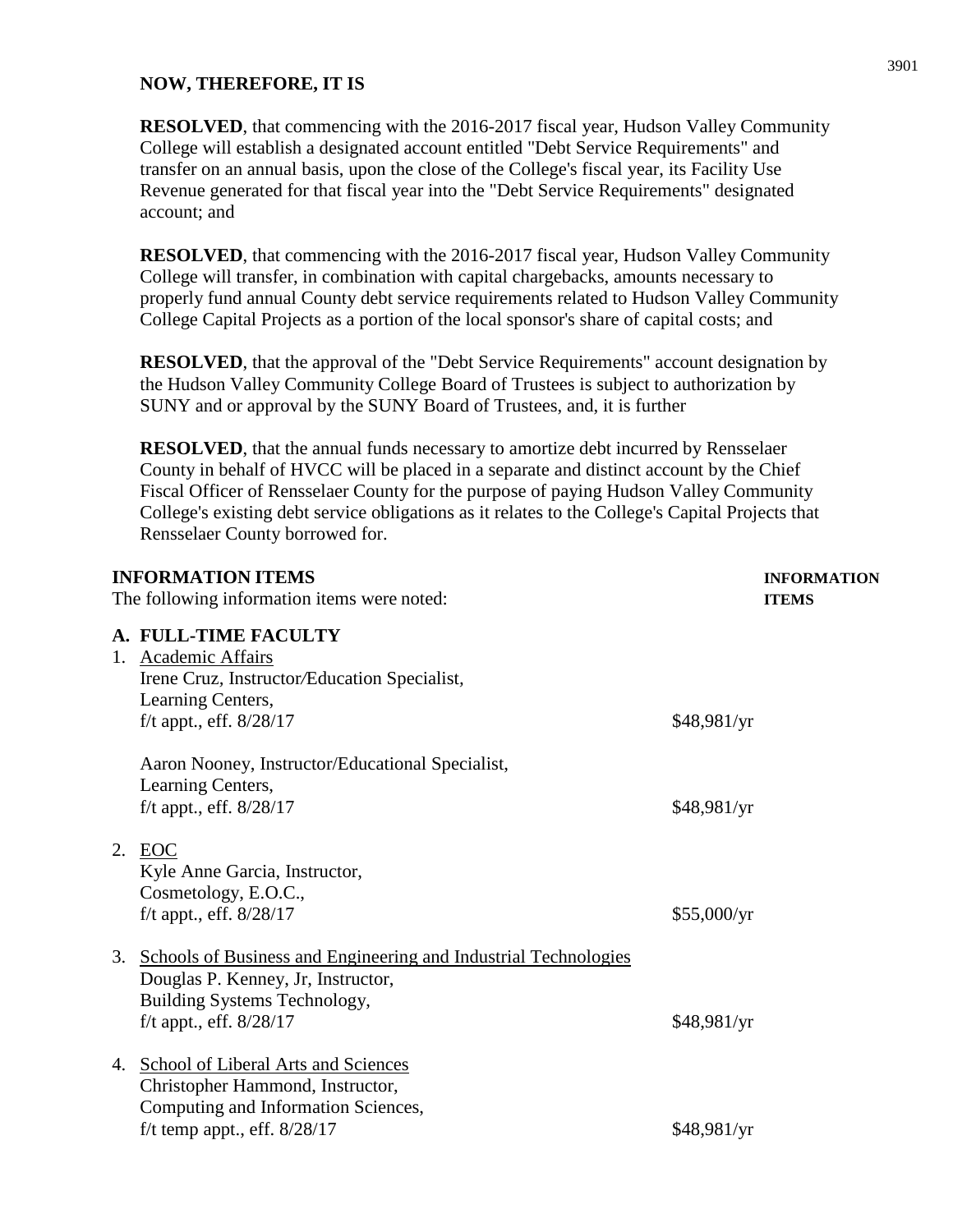**NOW, THEREFORE, IT IS**

**RESOLVED**, that commencing with the 2016-2017 fiscal year, Hudson Valley Community College will establish a designated account entitled "Debt Service Requirements" and transfer on an annual basis, upon the close of the College's fiscal year, its Facility Use Revenue generated for that fiscal year into the "Debt Service Requirements" designated account; and

**RESOLVED**, that commencing with the 2016-2017 fiscal year, Hudson Valley Community College will transfer, in combination with capital chargebacks, amounts necessary to properly fund annual County debt service requirements related to Hudson Valley Community College Capital Projects as a portion of the local sponsor's share of capital costs; and

**RESOLVED**, that the approval of the "Debt Service Requirements" account designation by the Hudson Valley Community College Board of Trustees is subject to authorization by SUNY and or approval by the SUNY Board of Trustees, and, it is further

**RESOLVED**, that the annual funds necessary to amortize debt incurred by Rensselaer County in behalf of HVCC will be placed in a separate and distinct account by the Chief Fiscal Officer of Rensselaer County for the purpose of paying Hudson Valley Community College's existing debt service obligations as it relates to the College's Capital Projects that Rensselaer County borrowed for.

**INFORMATION ITEMS** — **INFORMATION ITEMS**

The following information items were noted:

**A. FULL-TIME FACULTY**

1. Academic Affairs

   Irene Cruz, Instructor/Education Specialist,
   Learning Centers,
   f/t appt., eff. 8/28/17 — $48,981/yr

   Aaron Nooney, Instructor/Educational Specialist,
   Learning Centers,
   f/t appt., eff. 8/28/17 — $48,981/yr

2. EOC

   Kyle Anne Garcia, Instructor,
   Cosmetology, E.O.C.,
   f/t appt., eff. 8/28/17 — $55,000/yr

3. Schools of Business and Engineering and Industrial Technologies

   Douglas P. Kenney, Jr, Instructor,
   Building Systems Technology,
   f/t appt., eff. 8/28/17 — $48,981/yr

4. School of Liberal Arts and Sciences

   Christopher Hammond, Instructor,
   Computing and Information Sciences,
   f/t temp appt., eff. 8/28/17 — $48,981/yr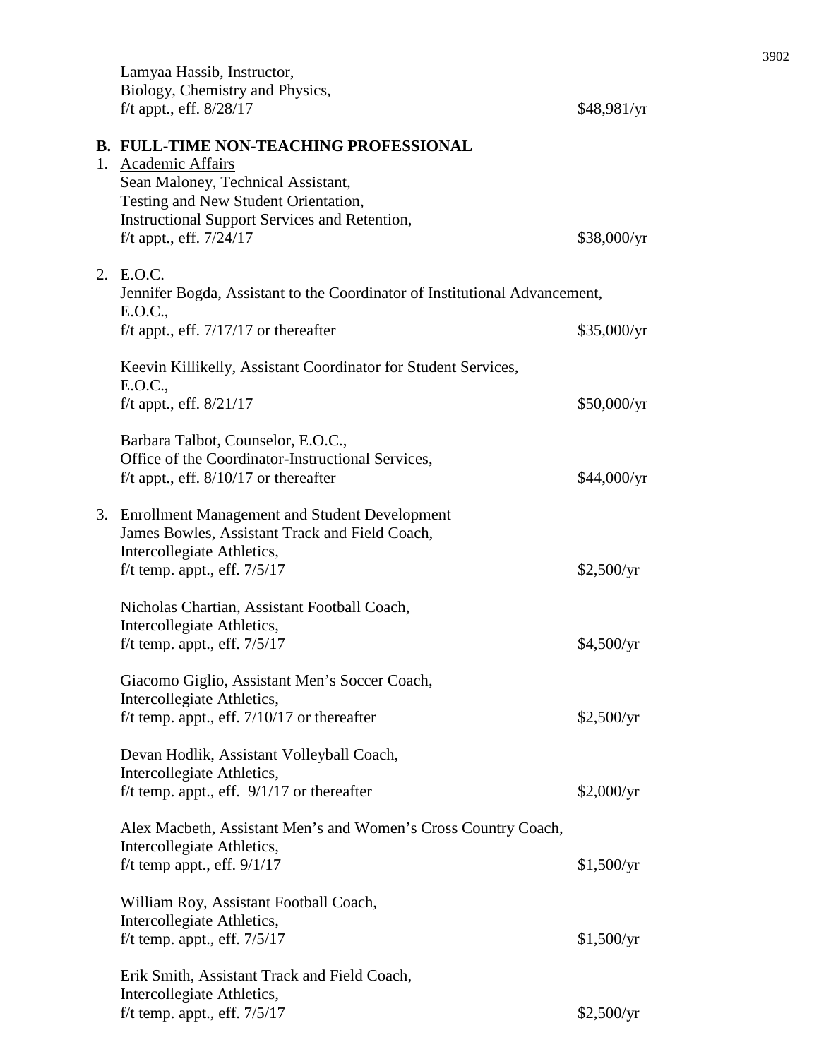Lamyaa Hassib, Instructor,
Biology, Chemistry and Physics,
f/t appt., eff. 8/28/17 $48,981/yr

**B. FULL-TIME NON-TEACHING PROFESSIONAL**

1. Academic Affairs

   Sean Maloney, Technical Assistant,
   Testing and New Student Orientation,
   Instructional Support Services and Retention,
   f/t appt., eff. 7/24/17 $38,000/yr

2. E.O.C.

   Jennifer Bogda, Assistant to the Coordinator of Institutional Advancement,
   E.O.C.,
   f/t appt., eff. 7/17/17 or thereafter $35,000/yr

   Keevin Killikelly, Assistant Coordinator for Student Services,
   E.O.C.,
   f/t appt., eff. 8/21/17 $50,000/yr

   Barbara Talbot, Counselor, E.O.C.,
   Office of the Coordinator-Instructional Services,
   f/t appt., eff. 8/10/17 or thereafter $44,000/yr

3. Enrollment Management and Student Development

   James Bowles, Assistant Track and Field Coach,
   Intercollegiate Athletics,
   f/t temp. appt., eff. 7/5/17 $2,500/yr

   Nicholas Chartian, Assistant Football Coach,
   Intercollegiate Athletics,
   f/t temp. appt., eff. 7/5/17 $4,500/yr

   Giacomo Giglio, Assistant Men's Soccer Coach,
   Intercollegiate Athletics,
   f/t temp. appt., eff. 7/10/17 or thereafter $2,500/yr

   Devan Hodlik, Assistant Volleyball Coach,
   Intercollegiate Athletics,
   f/t temp. appt., eff. 9/1/17 or thereafter $2,000/yr

   Alex Macbeth, Assistant Men's and Women's Cross Country Coach,
   Intercollegiate Athletics,
   f/t temp appt., eff. 9/1/17 $1,500/yr

   William Roy, Assistant Football Coach,
   Intercollegiate Athletics,
   f/t temp. appt., eff. 7/5/17 $1,500/yr

   Erik Smith, Assistant Track and Field Coach,
   Intercollegiate Athletics,
   f/t temp. appt., eff. 7/5/17 $2,500/yr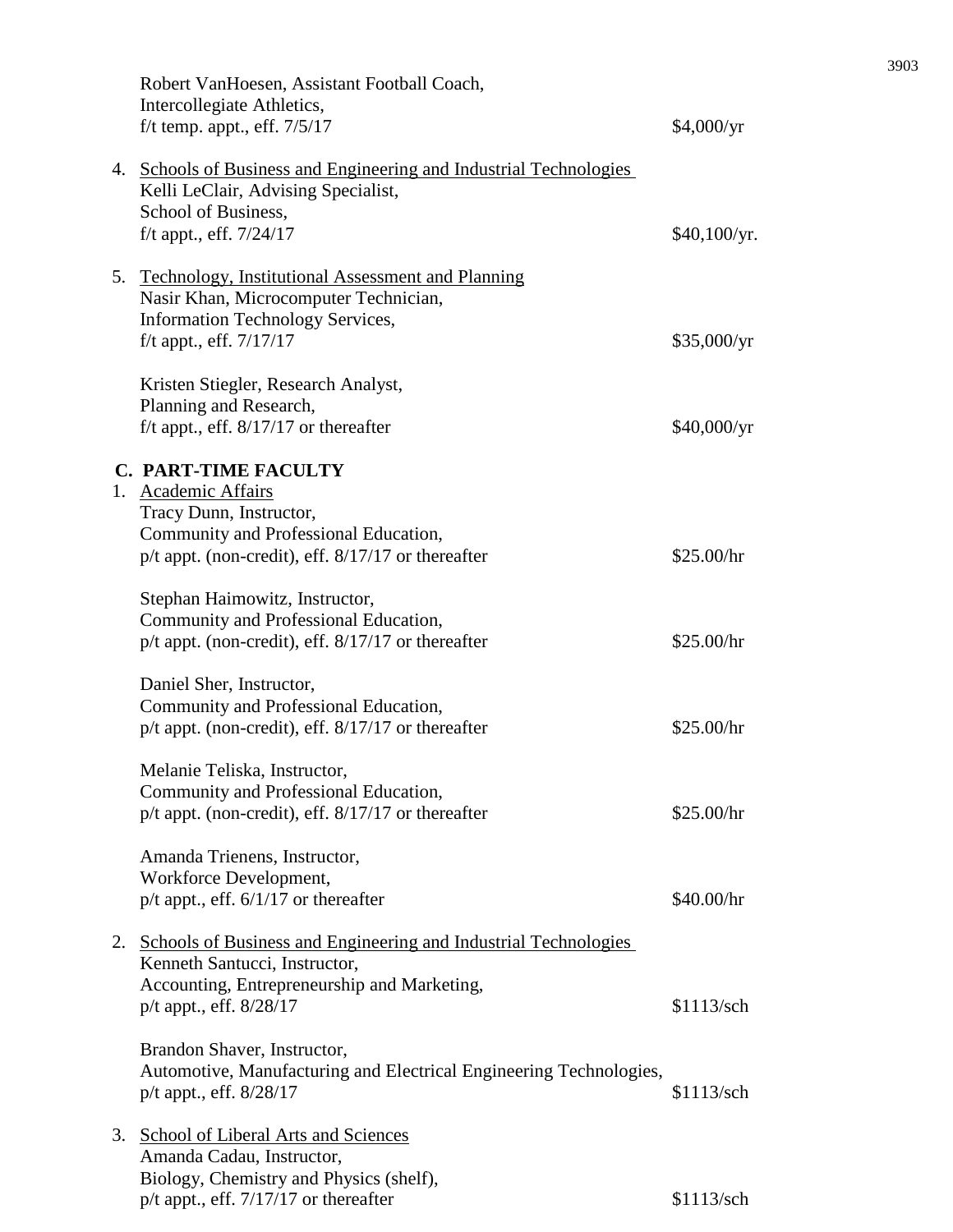Robert VanHoesen, Assistant Football Coach,
Intercollegiate Athletics,
f/t temp. appt., eff. 7/5/17 — $4,000/yr

4. Schools of Business and Engineering and Industrial Technologies

Kelli LeClair, Advising Specialist,
School of Business,
f/t appt., eff. 7/24/17 — $40,100/yr.

5. Technology, Institutional Assessment and Planning

Nasir Khan, Microcomputer Technician,
Information Technology Services,
f/t appt., eff. 7/17/17 — $35,000/yr

Kristen Stiegler, Research Analyst,
Planning and Research,
f/t appt., eff. 8/17/17 or thereafter — $40,000/yr

**C. PART-TIME FACULTY**

1. Academic Affairs

Tracy Dunn, Instructor,
Community and Professional Education,
p/t appt. (non-credit), eff. 8/17/17 or thereafter — $25.00/hr

Stephan Haimowitz, Instructor,
Community and Professional Education,
p/t appt. (non-credit), eff. 8/17/17 or thereafter — $25.00/hr

Daniel Sher, Instructor,
Community and Professional Education,
p/t appt. (non-credit), eff. 8/17/17 or thereafter — $25.00/hr

Melanie Teliska, Instructor,
Community and Professional Education,
p/t appt. (non-credit), eff. 8/17/17 or thereafter — $25.00/hr

Amanda Trienens, Instructor,
Workforce Development,
p/t appt., eff. 6/1/17 or thereafter — $40.00/hr

2. Schools of Business and Engineering and Industrial Technologies

Kenneth Santucci, Instructor,
Accounting, Entrepreneurship and Marketing,
p/t appt., eff. 8/28/17 — $1113/sch

Brandon Shaver, Instructor,
Automotive, Manufacturing and Electrical Engineering Technologies,
p/t appt., eff. 8/28/17 — $1113/sch

3. School of Liberal Arts and Sciences

Amanda Cadau, Instructor,
Biology, Chemistry and Physics (shelf),
p/t appt., eff. 7/17/17 or thereafter — $1113/sch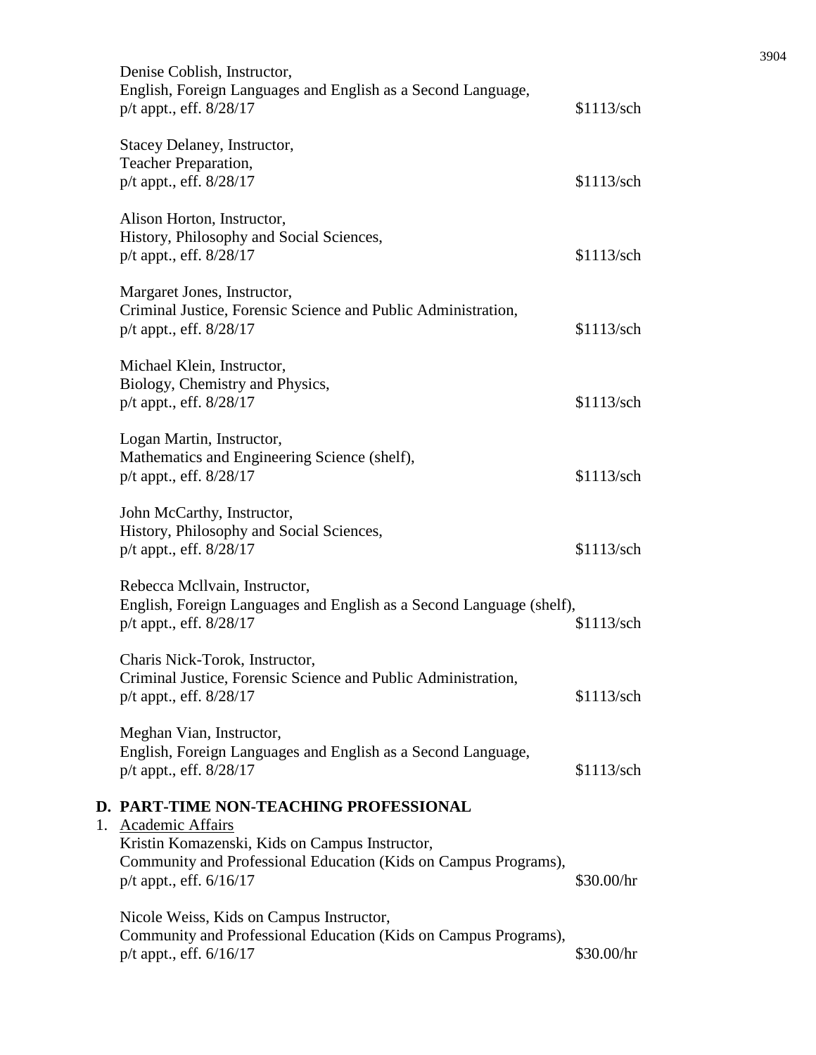Denise Coblish, Instructor,
English, Foreign Languages and English as a Second Language,
p/t appt., eff. 8/28/17 — $1113/sch

Stacey Delaney, Instructor,
Teacher Preparation,
p/t appt., eff. 8/28/17 — $1113/sch

Alison Horton, Instructor,
History, Philosophy and Social Sciences,
p/t appt., eff. 8/28/17 — $1113/sch

Margaret Jones, Instructor,
Criminal Justice, Forensic Science and Public Administration,
p/t appt., eff. 8/28/17 — $1113/sch

Michael Klein, Instructor,
Biology, Chemistry and Physics,
p/t appt., eff. 8/28/17 — $1113/sch

Logan Martin, Instructor,
Mathematics and Engineering Science (shelf),
p/t appt., eff. 8/28/17 — $1113/sch

John McCarthy, Instructor,
History, Philosophy and Social Sciences,
p/t appt., eff. 8/28/17 — $1113/sch

Rebecca Mcllvain, Instructor,
English, Foreign Languages and English as a Second Language (shelf),
p/t appt., eff. 8/28/17 — $1113/sch

Charis Nick-Torok, Instructor,
Criminal Justice, Forensic Science and Public Administration,
p/t appt., eff. 8/28/17 — $1113/sch

Meghan Vian, Instructor,
English, Foreign Languages and English as a Second Language,
p/t appt., eff. 8/28/17 — $1113/sch

## D. PART-TIME NON-TEACHING PROFESSIONAL

1. <u>Academic Affairs</u>

Kristin Komazenski, Kids on Campus Instructor,
Community and Professional Education (Kids on Campus Programs),
p/t appt., eff. 6/16/17 — $30.00/hr

Nicole Weiss, Kids on Campus Instructor,
Community and Professional Education (Kids on Campus Programs),
p/t appt., eff. 6/16/17 — $30.00/hr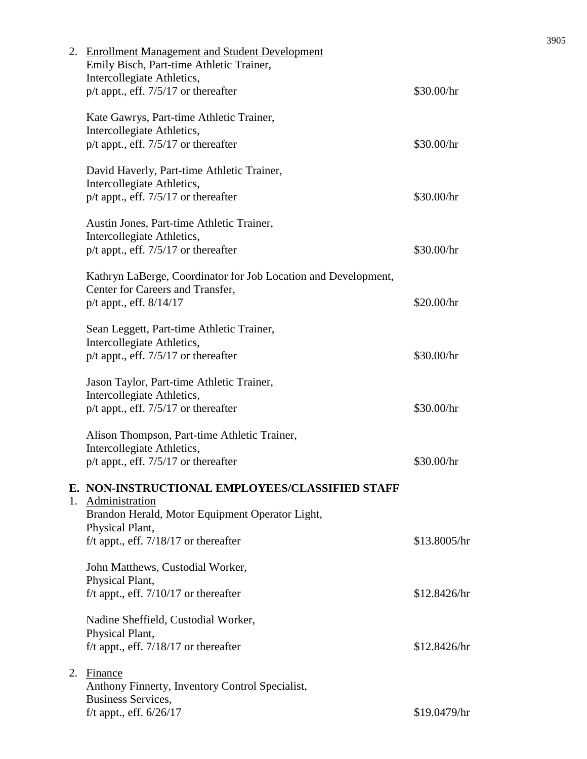2. Enrollment Management and Student Development

Emily Bisch, Part-time Athletic Trainer,
Intercollegiate Athletics,
p/t appt., eff. 7/5/17 or thereafter — $30.00/hr

Kate Gawrys, Part-time Athletic Trainer,
Intercollegiate Athletics,
p/t appt., eff. 7/5/17 or thereafter — $30.00/hr

David Haverly, Part-time Athletic Trainer,
Intercollegiate Athletics,
p/t appt., eff. 7/5/17 or thereafter — $30.00/hr

Austin Jones, Part-time Athletic Trainer,
Intercollegiate Athletics,
p/t appt., eff. 7/5/17 or thereafter — $30.00/hr

Kathryn LaBerge, Coordinator for Job Location and Development,
Center for Careers and Transfer,
p/t appt., eff. 8/14/17 — $20.00/hr

Sean Leggett, Part-time Athletic Trainer,
Intercollegiate Athletics,
p/t appt., eff. 7/5/17 or thereafter — $30.00/hr

Jason Taylor, Part-time Athletic Trainer,
Intercollegiate Athletics,
p/t appt., eff. 7/5/17 or thereafter — $30.00/hr

Alison Thompson, Part-time Athletic Trainer,
Intercollegiate Athletics,
p/t appt., eff. 7/5/17 or thereafter — $30.00/hr

## E. NON-INSTRUCTIONAL EMPLOYEES/CLASSIFIED STAFF

1. Administration

Brandon Herald, Motor Equipment Operator Light,
Physical Plant,
f/t appt., eff. 7/18/17 or thereafter — $13.8005/hr

John Matthews, Custodial Worker,
Physical Plant,
f/t appt., eff. 7/10/17 or thereafter — $12.8426/hr

Nadine Sheffield, Custodial Worker,
Physical Plant,
f/t appt., eff. 7/18/17 or thereafter — $12.8426/hr

2. Finance

Anthony Finnerty, Inventory Control Specialist,
Business Services,
f/t appt., eff. 6/26/17 — $19.0479/hr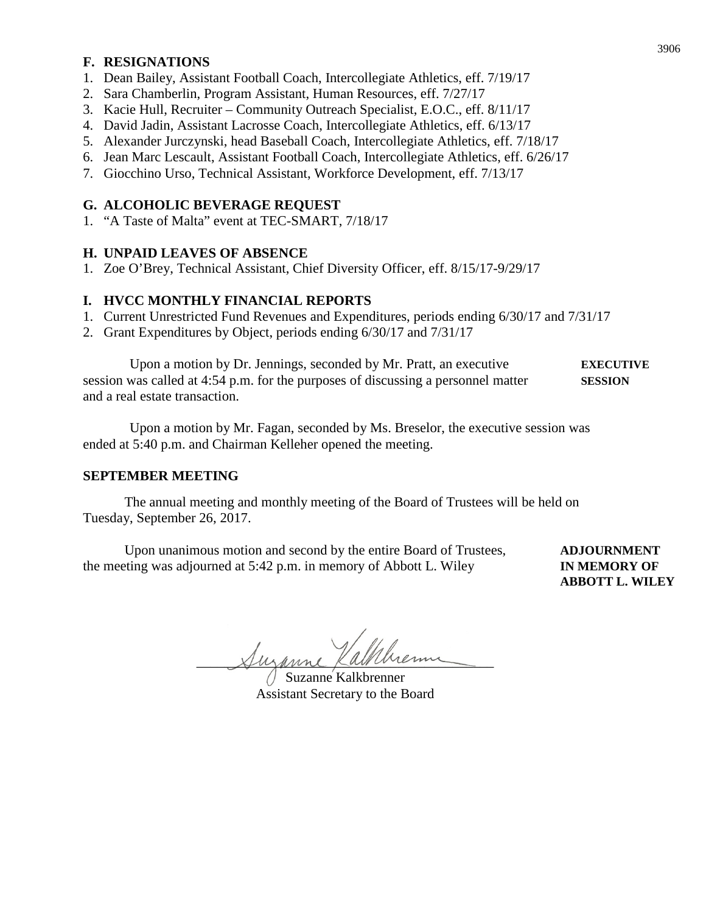## F. RESIGNATIONS

1. Dean Bailey, Assistant Football Coach, Intercollegiate Athletics, eff. 7/19/17
2. Sara Chamberlin, Program Assistant, Human Resources, eff. 7/27/17
3. Kacie Hull, Recruiter – Community Outreach Specialist, E.O.C., eff. 8/11/17
4. David Jadin, Assistant Lacrosse Coach, Intercollegiate Athletics, eff. 6/13/17
5. Alexander Jurczynski, head Baseball Coach, Intercollegiate Athletics, eff. 7/18/17
6. Jean Marc Lescault, Assistant Football Coach, Intercollegiate Athletics, eff. 6/26/17
7. Giocchino Urso, Technical Assistant, Workforce Development, eff. 7/13/17

## G. ALCOHOLIC BEVERAGE REQUEST

1. "A Taste of Malta" event at TEC-SMART, 7/18/17

## H. UNPAID LEAVES OF ABSENCE

1. Zoe O'Brey, Technical Assistant, Chief Diversity Officer, eff. 8/15/17-9/29/17

## I. HVCC MONTHLY FINANCIAL REPORTS

1. Current Unrestricted Fund Revenues and Expenditures, periods ending 6/30/17 and 7/31/17
2. Grant Expenditures by Object, periods ending 6/30/17 and 7/31/17

**EXECUTIVE SESSION**

Upon a motion by Dr. Jennings, seconded by Mr. Pratt, an executive session was called at 4:54 p.m. for the purposes of discussing a personnel matter and a real estate transaction.

Upon a motion by Mr. Fagan, seconded by Ms. Breselor, the executive session was ended at 5:40 p.m. and Chairman Kelleher opened the meeting.

## SEPTEMBER MEETING

The annual meeting and monthly meeting of the Board of Trustees will be held on Tuesday, September 26, 2017.

**ADJOURNMENT IN MEMORY OF ABBOTT L. WILEY**

Upon unanimous motion and second by the entire Board of Trustees, the meeting was adjourned at 5:42 p.m. in memory of Abbott L. Wiley

Suzanne Kalkbrenner
Assistant Secretary to the Board